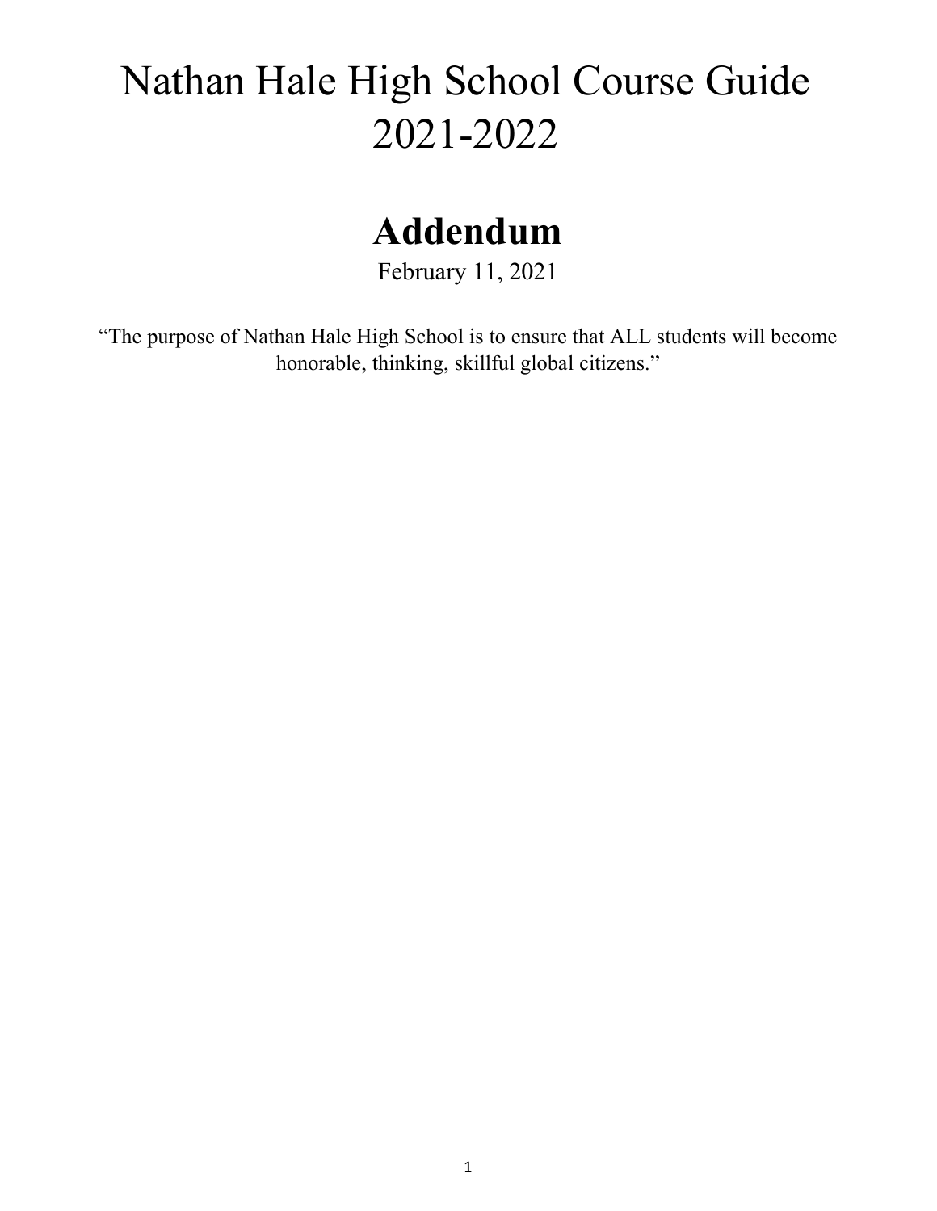# Nathan Hale High School Course Guide 2021-2022

## Addendum

February 11, 2021

"The purpose of Nathan Hale High School is to ensure that ALL students will become honorable, thinking, skillful global citizens."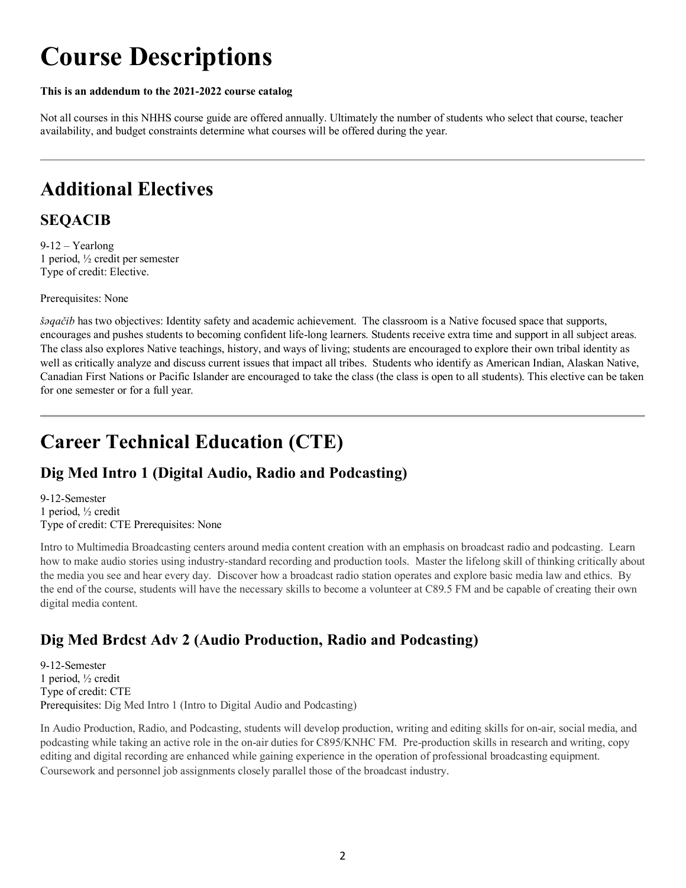# Course Descriptions

**This is an addendum to the 2021-2022 course catalog**

Not all courses in this NHHS course guide are offered annually. Ultimately the number of students who select that course, teacher availability, and budget constraints determine what courses will be offered during the year.

---

## Additional Electives

### SEQACIB

9-12 – Yearlong
1 period, ½ credit per semester
Type of credit: Elective.

Prerequisites: None

*šəqačib* has two objectives: Identity safety and academic achievement. The classroom is a Native focused space that supports, encourages and pushes students to becoming confident life-long learners. Students receive extra time and support in all subject areas. The class also explores Native teachings, history, and ways of living; students are encouraged to explore their own tribal identity as well as critically analyze and discuss current issues that impact all tribes. Students who identify as American Indian, Alaskan Native, Canadian First Nations or Pacific Islander are encouraged to take the class (the class is open to all students). This elective can be taken for one semester or for a full year.

---

## Career Technical Education (CTE)

### Dig Med Intro 1 (Digital Audio, Radio and Podcasting)

9-12-Semester
1 period, ½ credit
Type of credit: CTE Prerequisites: None

Intro to Multimedia Broadcasting centers around media content creation with an emphasis on broadcast radio and podcasting. Learn how to make audio stories using industry-standard recording and production tools. Master the lifelong skill of thinking critically about the media you see and hear every day. Discover how a broadcast radio station operates and explore basic media law and ethics. By the end of the course, students will have the necessary skills to become a volunteer at C89.5 FM and be capable of creating their own digital media content.

### Dig Med Brdcst Adv 2 (Audio Production, Radio and Podcasting)

9-12-Semester
1 period, ½ credit
Type of credit: CTE
Prerequisites: Dig Med Intro 1 (Intro to Digital Audio and Podcasting)

In Audio Production, Radio, and Podcasting, students will develop production, writing and editing skills for on-air, social media, and podcasting while taking an active role in the on-air duties for C895/KNHC FM. Pre-production skills in research and writing, copy editing and digital recording are enhanced while gaining experience in the operation of professional broadcasting equipment. Coursework and personnel job assignments closely parallel those of the broadcast industry.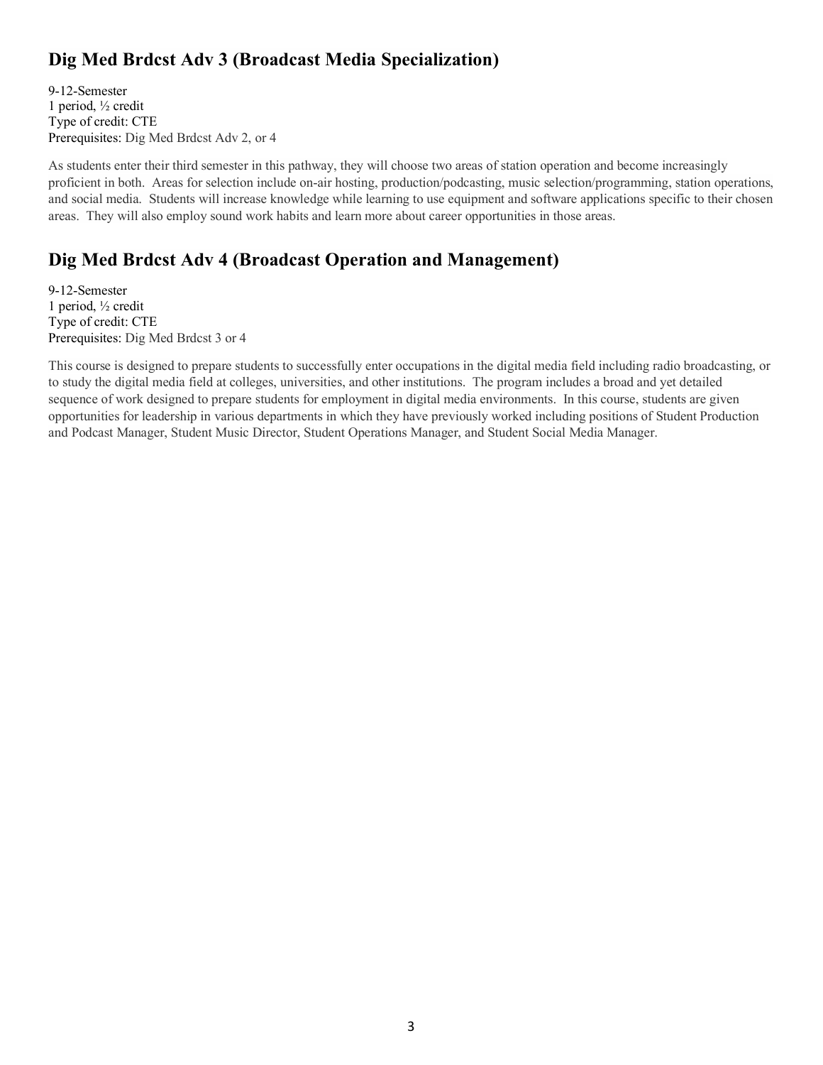## Dig Med Brdcst Adv 3 (Broadcast Media Specialization)

9-12-Semester
1 period, ½ credit
Type of credit: CTE
Prerequisites: Dig Med Brdcst Adv 2, or 4

As students enter their third semester in this pathway, they will choose two areas of station operation and become increasingly proficient in both. Areas for selection include on-air hosting, production/podcasting, music selection/programming, station operations, and social media. Students will increase knowledge while learning to use equipment and software applications specific to their chosen areas. They will also employ sound work habits and learn more about career opportunities in those areas.

## Dig Med Brdcst Adv 4 (Broadcast Operation and Management)

9-12-Semester
1 period, ½ credit
Type of credit: CTE
Prerequisites: Dig Med Brdcst 3 or 4

This course is designed to prepare students to successfully enter occupations in the digital media field including radio broadcasting, or to study the digital media field at colleges, universities, and other institutions. The program includes a broad and yet detailed sequence of work designed to prepare students for employment in digital media environments. In this course, students are given opportunities for leadership in various departments in which they have previously worked including positions of Student Production and Podcast Manager, Student Music Director, Student Operations Manager, and Student Social Media Manager.